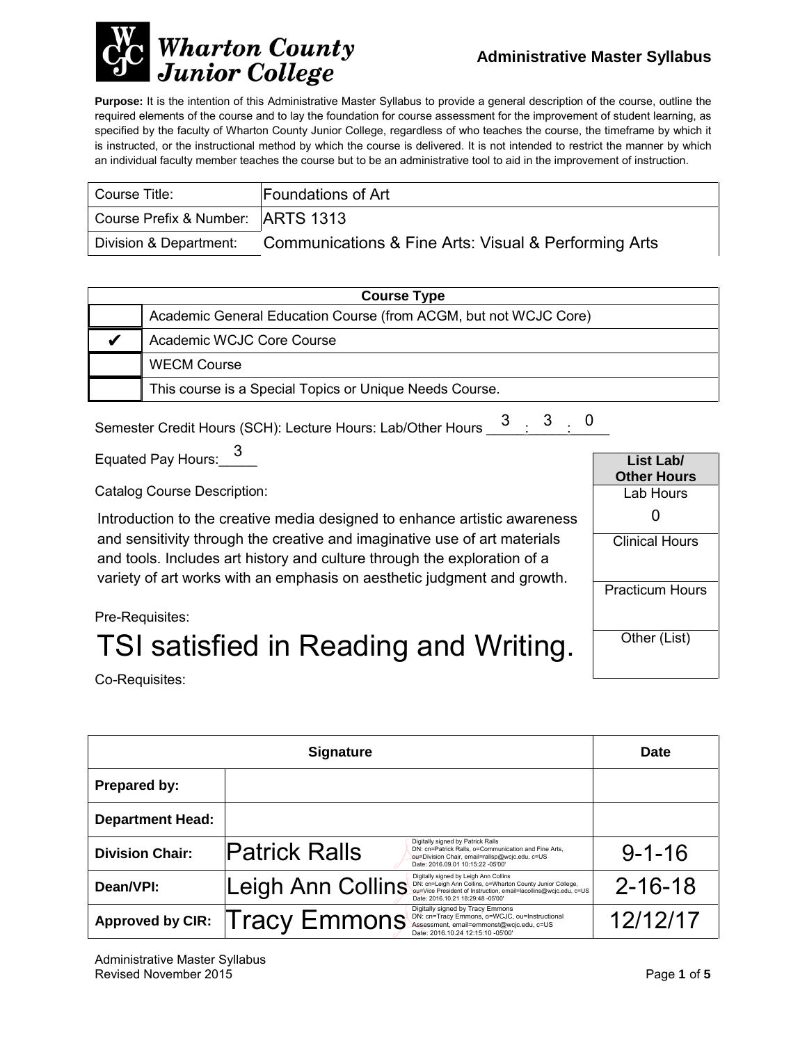**Wharton County Junior College**

## Administrative Master Syllabus

**Purpose:** It is the intention of this Administrative Master Syllabus to provide a general description of the course, outline the required elements of the course and to lay the foundation for course assessment for the improvement of student learning, as specified by the faculty of Wharton County Junior College, regardless of who teaches the course, the timeframe by which it is instructed, or the instructional method by which the course is delivered. It is not intended to restrict the manner by which an individual faculty member teaches the course but to be an administrative tool to aid in the improvement of instruction.

| Course Title: | Foundations of Art |
|---|---|
| Course Prefix & Number: | ARTS 1313 |
| Division & Department: | Communications & Fine Arts: Visual & Performing Arts |

| Course Type | |
|---|---|
| | Academic General Education Course (from ACGM, but not WCJC Core) |
| ✔ | Academic WCJC Core Course |
| | WECM Course |
| | This course is a Special Topics or Unique Needs Course. |

Semester Credit Hours (SCH): Lecture Hours: Lab/Other Hours 3 : 3 : 0

Equated Pay Hours: 3

| List Lab/ Other Hours | |
|---|---|
| Lab Hours | 0 |
| Clinical Hours | |
| Practicum Hours | |
| Other (List) | |

Catalog Course Description:

Introduction to the creative media designed to enhance artistic awareness and sensitivity through the creative and imaginative use of art materials and tools. Includes art history and culture through the exploration of a variety of art works with an emphasis on aesthetic judgment and growth.

Pre-Requisites:

TSI satisfied in Reading and Writing.

Co-Requisites:

| | Signature | Date |
|---|---|---|
| **Prepared by:** | | |
| **Department Head:** | | |
| **Division Chair:** | Patrick Ralls (Digitally signed by Patrick Ralls DN: cn=Patrick Ralls, o=Communication and Fine Arts, ou=Division Chair, email=rallsp@wcjc.edu, c=US Date: 2016.09.01 10:15:22 -05'00') | 9-1-16 |
| **Dean/VPI:** | Leigh Ann Collins (Digitally signed by Leigh Ann Collins DN: cn=Leigh Ann Collins, o=Wharton County Junior College, ou=Vice President of Instruction, email=lacollins@wcjc.edu, c=US Date: 2016.10.21 18:29:48 -05'00') | 2-16-18 |
| **Approved by CIR:** | Tracy Emmons (Digitally signed by Tracy Emmons DN: cn=Tracy Emmons, o=WCJC, ou=Instructional Assessment, email=emmonst@wcjc.edu, c=US Date: 2016.10.24 12:15:10 -05'00') | 12/12/17 |

Administrative Master Syllabus
Revised November 2015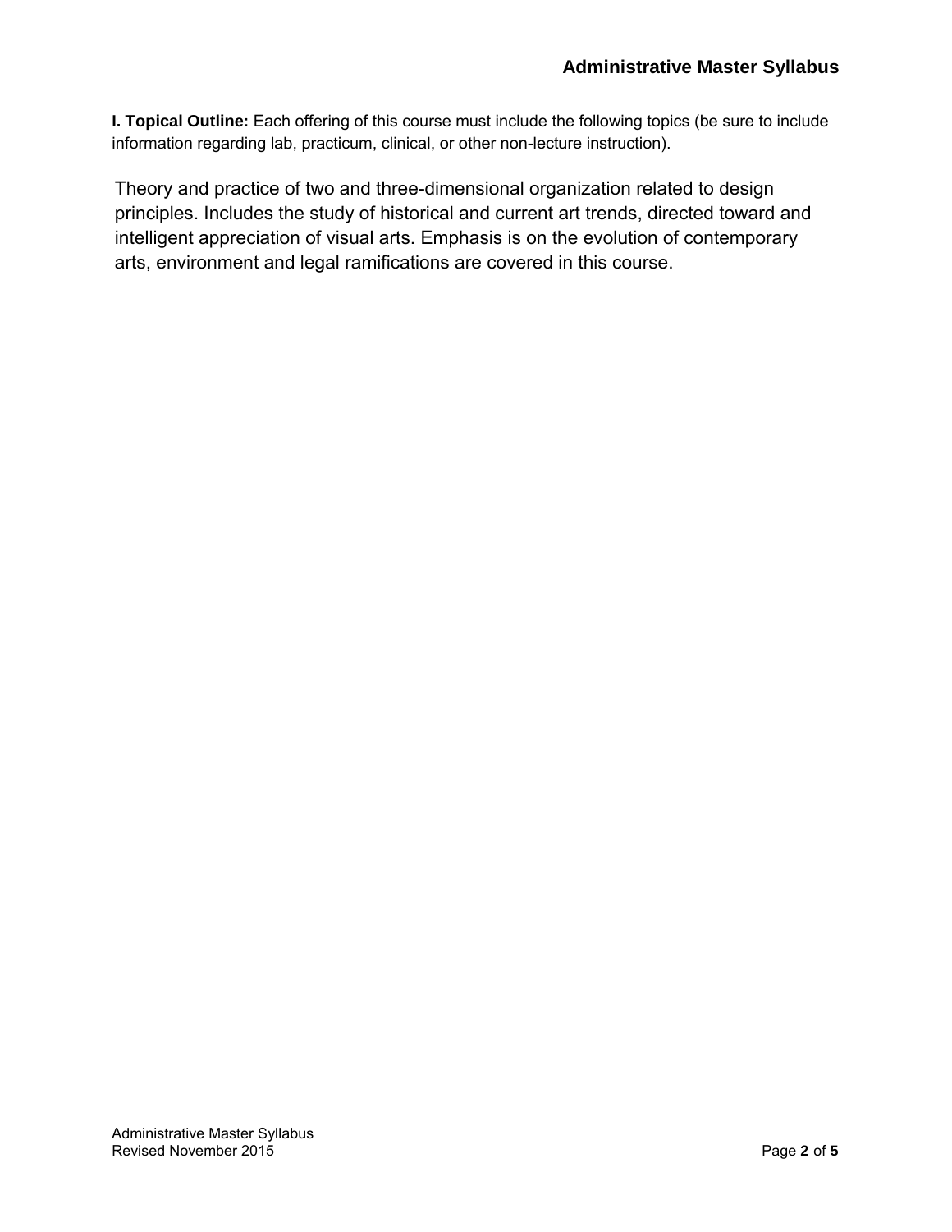**I. Topical Outline:** Each offering of this course must include the following topics (be sure to include information regarding lab, practicum, clinical, or other non-lecture instruction).

Theory and practice of two and three-dimensional organization related to design principles. Includes the study of historical and current art trends, directed toward and intelligent appreciation of visual arts. Emphasis is on the evolution of contemporary arts, environment and legal ramifications are covered in this course.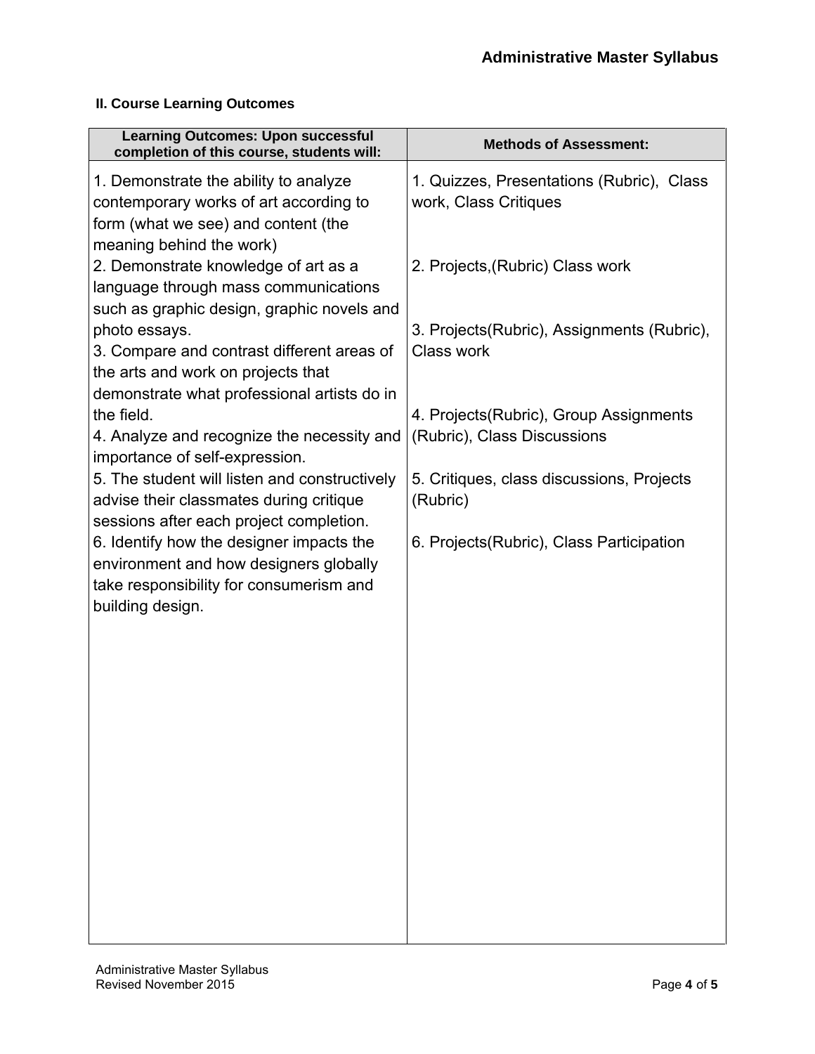### II. Course Learning Outcomes

| Learning Outcomes: Upon successful completion of this course, students will: | Methods of Assessment: |
|---|---|
| 1. Demonstrate the ability to analyze contemporary works of art according to form (what we see) and content (the meaning behind the work) | 1. Quizzes, Presentations (Rubric), Class work, Class Critiques |
| 2. Demonstrate knowledge of art as a language through mass communications such as graphic design, graphic novels and photo essays. | 2. Projects,(Rubric) Class work |
| 3. Compare and contrast different areas of the arts and work on projects that demonstrate what professional artists do in the field. | 3. Projects(Rubric), Assignments (Rubric), Class work |
| 4. Analyze and recognize the necessity and importance of self-expression. | 4. Projects(Rubric), Group Assignments (Rubric), Class Discussions |
| 5. The student will listen and constructively advise their classmates during critique sessions after each project completion. | 5. Critiques, class discussions, Projects (Rubric) |
| 6. Identify how the designer impacts the environment and how designers globally take responsibility for consumerism and building design. | 6. Projects(Rubric), Class Participation |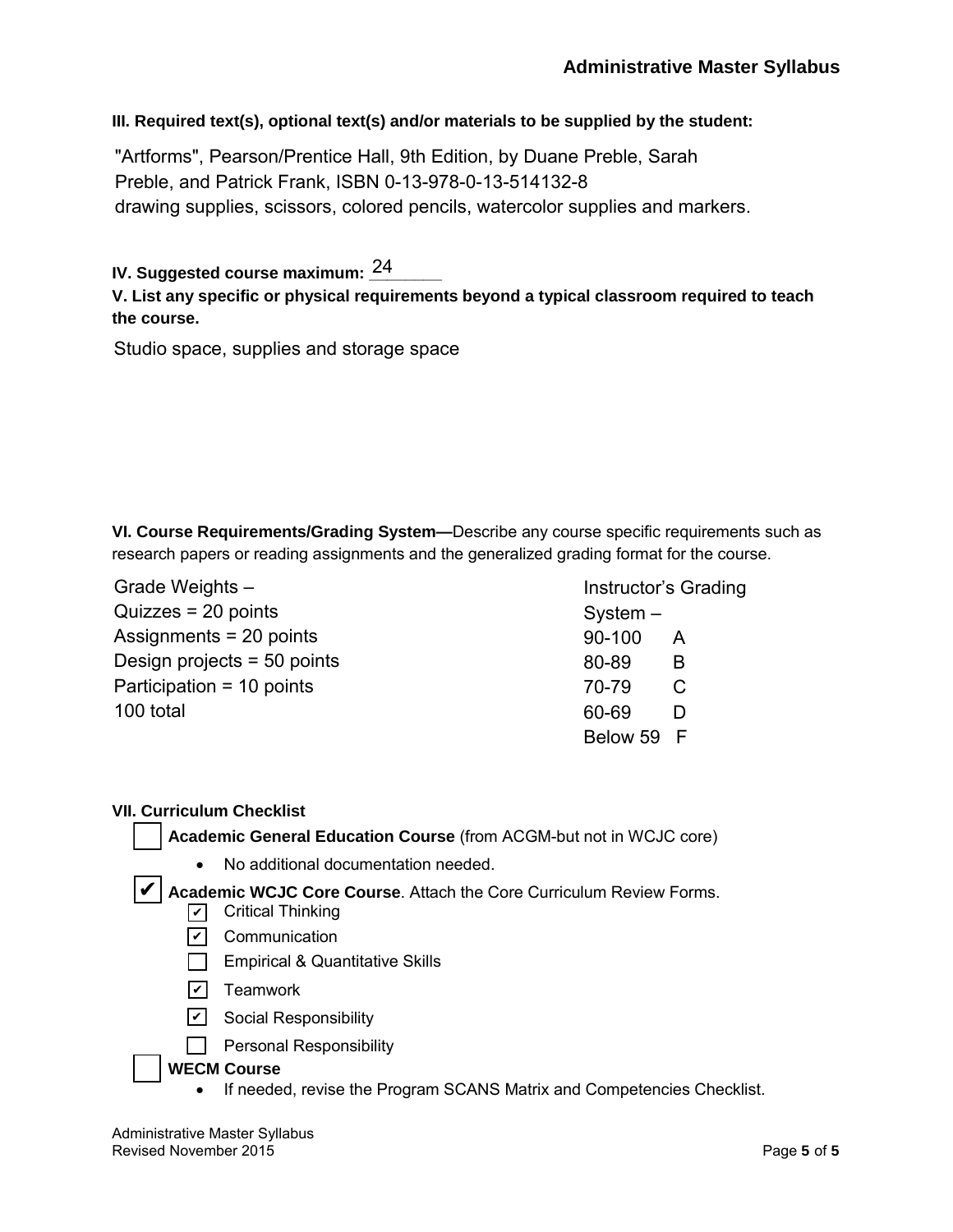**III. Required text(s), optional text(s) and/or materials to be supplied by the student:**

"Artforms", Pearson/Prentice Hall, 9th Edition, by Duane Preble, Sarah Preble, and Patrick Frank, ISBN 0-13-978-0-13-514132-8
drawing supplies, scissors, colored pencils, watercolor supplies and markers.

**IV. Suggested course maximum:** 24

**V. List any specific or physical requirements beyond a typical classroom required to teach the course.**

Studio space, supplies and storage space

**VI. Course Requirements/Grading System—**Describe any course specific requirements such as research papers or reading assignments and the generalized grading format for the course.

Grade Weights –
Quizzes = 20 points
Assignments = 20 points
Design projects = 50 points
Participation = 10 points
100 total

Instructor's Grading System –

| | |
|---|---|
| 90-100 | A |
| 80-89 | B |
| 70-79 | C |
| 60-69 | D |
| Below 59 | F |

**VII. Curriculum Checklist**

- ☐ **Academic General Education Course** (from ACGM-but not in WCJC core)
  - No additional documentation needed.
- ☑ **Academic WCJC Core Course**. Attach the Core Curriculum Review Forms.
  - ☑ Critical Thinking
  - ☑ Communication
  - ☐ Empirical & Quantitative Skills
  - ☑ Teamwork
  - ☑ Social Responsibility
  - ☐ Personal Responsibility
- ☐ **WECM Course**
  - If needed, revise the Program SCANS Matrix and Competencies Checklist.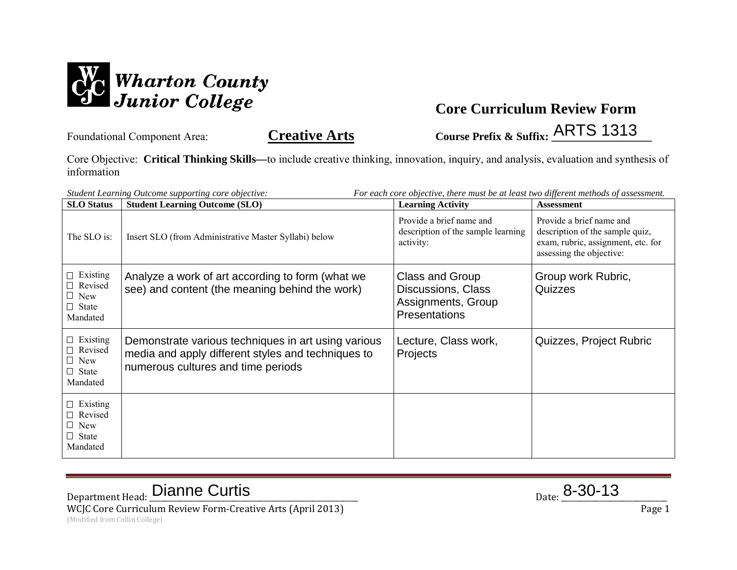**Wharton County Junior College**

## Core Curriculum Review Form

Foundational Component Area: **Creative Arts** **Course Prefix & Suffix:** ARTS 1313

Core Objective: **Critical Thinking Skills—**to include creative thinking, innovation, inquiry, and analysis, evaluation and synthesis of information

*Student Learning Outcome supporting core objective:* *For each core objective, there must be at least two different methods of assessment.*

| SLO Status | Student Learning Outcome (SLO) | Learning Activity | Assessment |
|---|---|---|---|
| The SLO is: | Insert SLO (from Administrative Master Syllabi) below | Provide a brief name and description of the sample learning activity: | Provide a brief name and description of the sample quiz, exam, rubric, assignment, etc. for assessing the objective: |
| ☐ Existing ☐ Revised ☐ New ☐ State Mandated | Analyze a work of art according to form (what we see) and content (the meaning behind the work) | Class and Group Discussions, Class Assignments, Group Presentations | Group work Rubric, Quizzes |
| ☐ Existing ☐ Revised ☐ New ☐ State Mandated | Demonstrate various techniques in art using various media and apply different styles and techniques to numerous cultures and time periods | Lecture, Class work, Projects | Quizzes, Project Rubric |
| ☐ Existing ☐ Revised ☐ New ☐ State Mandated | | | |

Department Head: Dianne Curtis Date: 8-30-13

WCJC Core Curriculum Review Form-Creative Arts (April 2013)

(Modified from Collin College)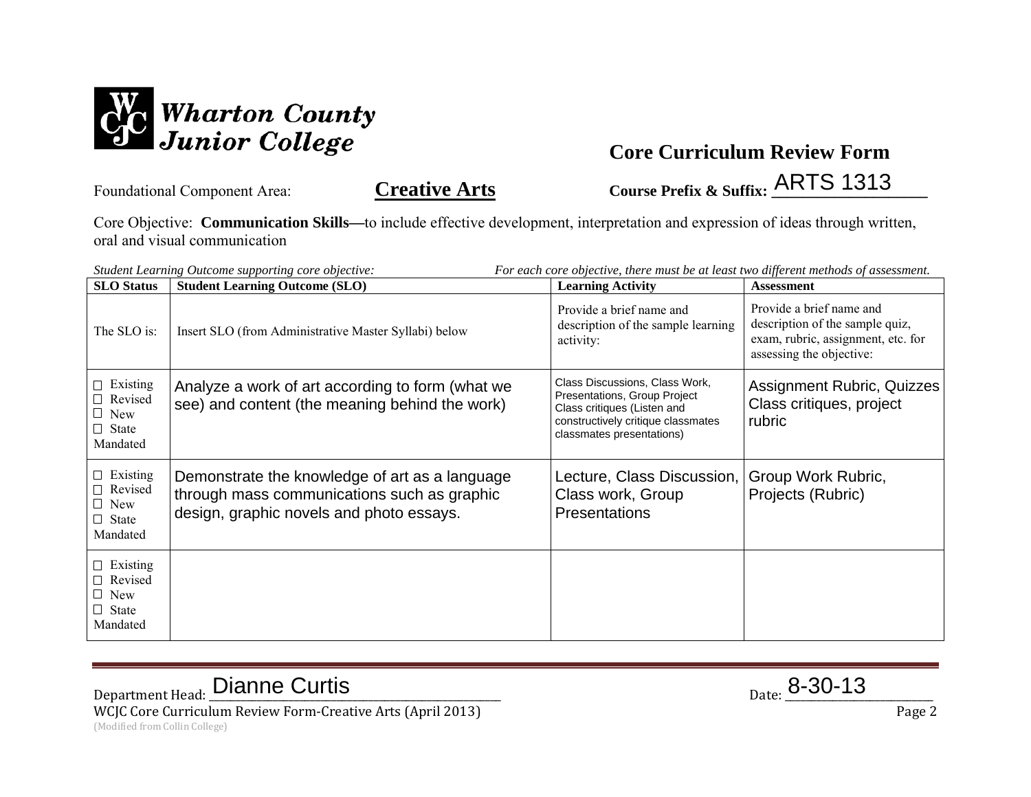**Wharton County Junior College**

# Core Curriculum Review Form

Foundational Component Area: **Creative Arts** **Course Prefix & Suffix:** ARTS 1313

Core Objective: **Communication Skills—**to include effective development, interpretation and expression of ideas through written, oral and visual communication

*Student Learning Outcome supporting core objective:* *For each core objective, there must be at least two different methods of assessment.*

| SLO Status | Student Learning Outcome (SLO) | Learning Activity | Assessment |
|---|---|---|---|
| The SLO is: | Insert SLO (from Administrative Master Syllabi) below | Provide a brief name and description of the sample learning activity: | Provide a brief name and description of the sample quiz, exam, rubric, assignment, etc. for assessing the objective: |
| ☐ Existing ☐ Revised ☐ New ☐ State Mandated | Analyze a work of art according to form (what we see) and content (the meaning behind the work) | Class Discussions, Class Work, Presentations, Group Project Class critiques (Listen and constructively critique classmates classmates presentations) | Assignment Rubric, Quizzes Class critiques, project rubric |
| ☐ Existing ☐ Revised ☐ New ☐ State Mandated | Demonstrate the knowledge of art as a language through mass communications such as graphic design, graphic novels and photo essays. | Lecture, Class Discussion, Class work, Group Presentations | Group Work Rubric, Projects (Rubric) |
| ☐ Existing ☐ Revised ☐ New ☐ State Mandated | | | |

Department Head: Dianne Curtis Date: 8-30-13

WCJC Core Curriculum Review Form-Creative Arts (April 2013)

(Modified from Collin College)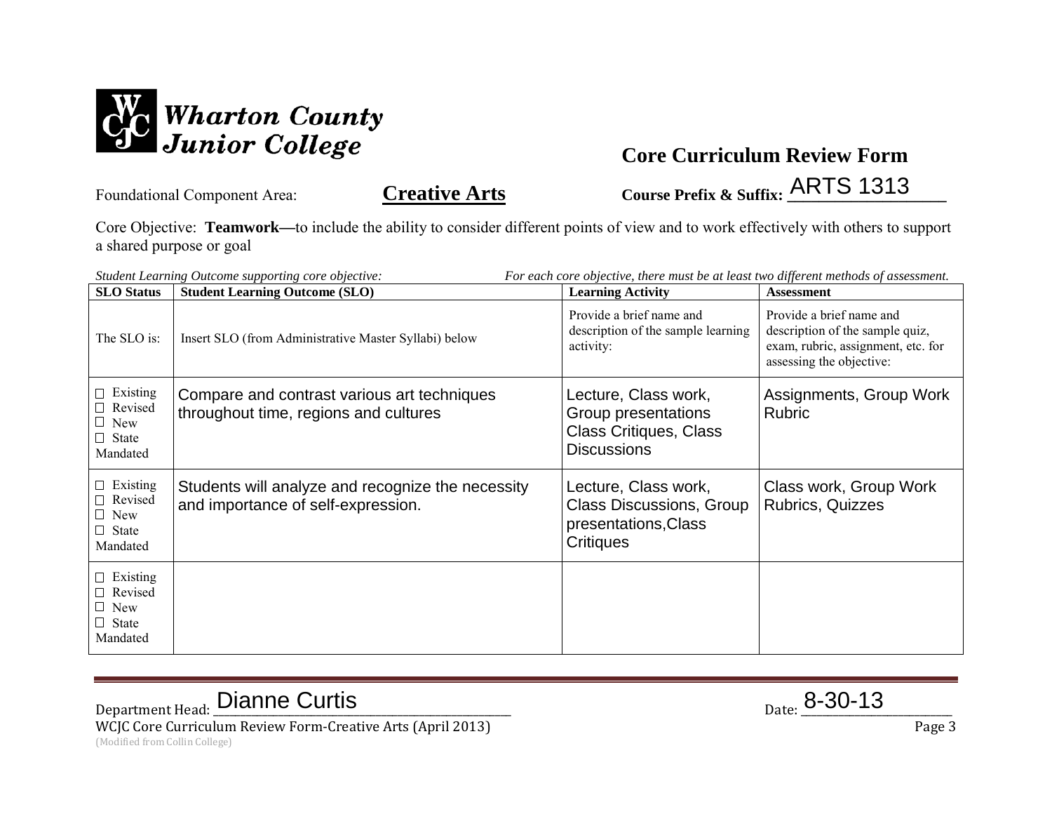**Wharton County Junior College**

## Core Curriculum Review Form

Foundational Component Area: **Creative Arts** **Course Prefix & Suffix:** ARTS 1313

Core Objective: **Teamwork—**to include the ability to consider different points of view and to work effectively with others to support a shared purpose or goal

*Student Learning Outcome supporting core objective:* *For each core objective, there must be at least two different methods of assessment.*

| SLO Status | Student Learning Outcome (SLO) | Learning Activity | Assessment |
|---|---|---|---|
| The SLO is: | Insert SLO (from Administrative Master Syllabi) below | Provide a brief name and description of the sample learning activity: | Provide a brief name and description of the sample quiz, exam, rubric, assignment, etc. for assessing the objective: |
| ☐ Existing ☐ Revised ☐ New ☐ State Mandated | Compare and contrast various art techniques throughout time, regions and cultures | Lecture, Class work, Group presentations Class Critiques, Class Discussions | Assignments, Group Work Rubric |
| ☐ Existing ☐ Revised ☐ New ☐ State Mandated | Students will analyze and recognize the necessity and importance of self-expression. | Lecture, Class work, Class Discussions, Group presentations,Class Critiques | Class work, Group Work Rubrics, Quizzes |
| ☐ Existing ☐ Revised ☐ New ☐ State Mandated | | | |

Department Head: Dianne Curtis Date: 8-30-13

WCJC Core Curriculum Review Form-Creative Arts (April 2013)

(Modified from Collin College)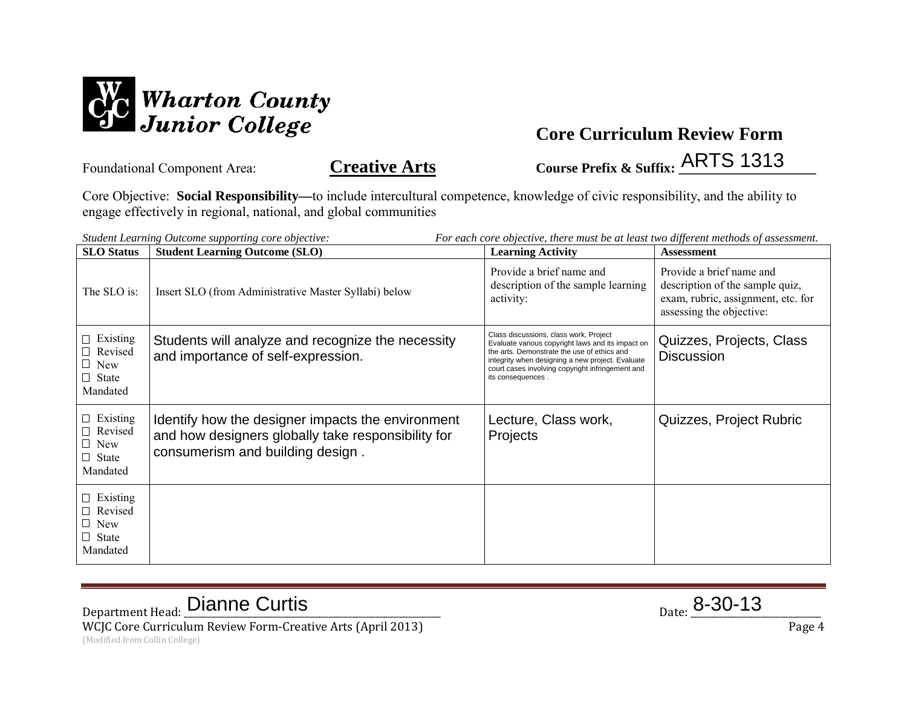Wharton County Junior College

## Core Curriculum Review Form

Foundational Component Area: **Creative Arts** **Course Prefix & Suffix:** ARTS 1313

Core Objective: **Social Responsibility—**to include intercultural competence, knowledge of civic responsibility, and the ability to engage effectively in regional, national, and global communities

*Student Learning Outcome supporting core objective:* *For each core objective, there must be at least two different methods of assessment.*

| SLO Status | Student Learning Outcome (SLO) | Learning Activity | Assessment |
|---|---|---|---|
| The SLO is: | Insert SLO (from Administrative Master Syllabi) below | Provide a brief name and description of the sample learning activity: | Provide a brief name and description of the sample quiz, exam, rubric, assignment, etc. for assessing the objective: |
| ☐ Existing ☐ Revised ☐ New ☐ State Mandated | Students will analyze and recognize the necessity and importance of self-expression. | Class discussions, class work, Project Evaluate various copyright laws and its impact on the arts. Demonstrate the use of ethics and integrity when designing a new project. Evaluate court cases involving copyright infringement and its consequences . | Quizzes, Projects, Class Discussion |
| ☐ Existing ☐ Revised ☐ New ☐ State Mandated | Identify how the designer impacts the environment and how designers globally take responsibility for consumerism and building design . | Lecture, Class work, Projects | Quizzes, Project Rubric |
| ☐ Existing ☐ Revised ☐ New ☐ State Mandated | | | |

Department Head: Dianne Curtis Date: 8-30-13

WCJC Core Curriculum Review Form-Creative Arts (April 2013)

(Modified from Collin College)